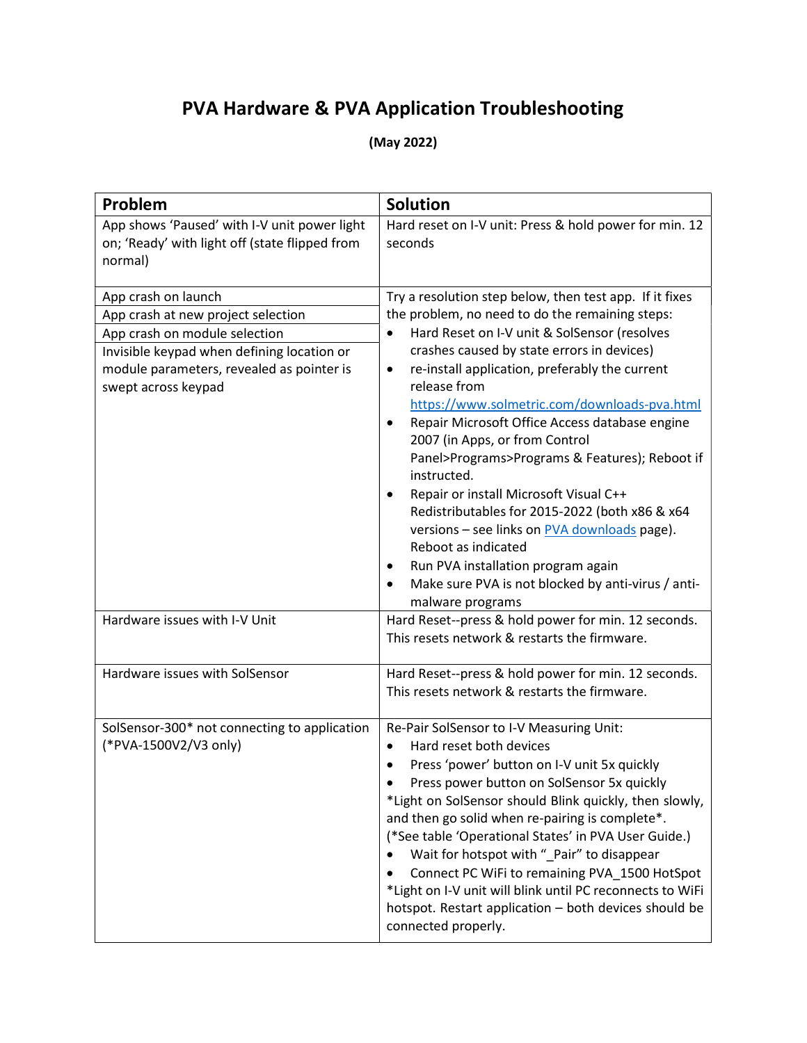# PVA Hardware & PVA Application Troubleshooting

**(May 2022)**

| Problem | Solution |
| --- | --- |
| App shows 'Paused' with I-V unit power light on; 'Ready' with light off (state flipped from normal) | Hard reset on I-V unit: Press & hold power for min. 12 seconds |
| App crash on launch<br>App crash at new project selection<br>App crash on module selection<br>Invisible keypad when defining location or module parameters, revealed as pointer is swept across keypad | Try a resolution step below, then test app. If it fixes the problem, no need to do the remaining steps:<br>• Hard Reset on I-V unit & SolSensor (resolves crashes caused by state errors in devices)<br>• re-install application, preferably the current release from https://www.solmetric.com/downloads-pva.html<br>• Repair Microsoft Office Access database engine 2007 (in Apps, or from Control Panel>Programs>Programs & Features); Reboot if instructed.<br>• Repair or install Microsoft Visual C++ Redistributables for 2015-2022 (both x86 & x64 versions – see links on PVA downloads page). Reboot as indicated<br>• Run PVA installation program again<br>• Make sure PVA is not blocked by anti-virus / anti-malware programs |
| Hardware issues with I-V Unit | Hard Reset--press & hold power for min. 12 seconds. This resets network & restarts the firmware. |
| Hardware issues with SolSensor | Hard Reset--press & hold power for min. 12 seconds. This resets network & restarts the firmware. |
| SolSensor-300* not connecting to application (*PVA-1500V2/V3 only) | Re-Pair SolSensor to I-V Measuring Unit:<br>• Hard reset both devices<br>• Press 'power' button on I-V unit 5x quickly<br>• Press power button on SolSensor 5x quickly<br>*Light on SolSensor should Blink quickly, then slowly, and then go solid when re-pairing is complete*. (*See table 'Operational States' in PVA User Guide.)<br>• Wait for hotspot with "_Pair" to disappear<br>• Connect PC WiFi to remaining PVA_1500 HotSpot<br>*Light on I-V unit will blink until PC reconnects to WiFi hotspot. Restart application – both devices should be connected properly. |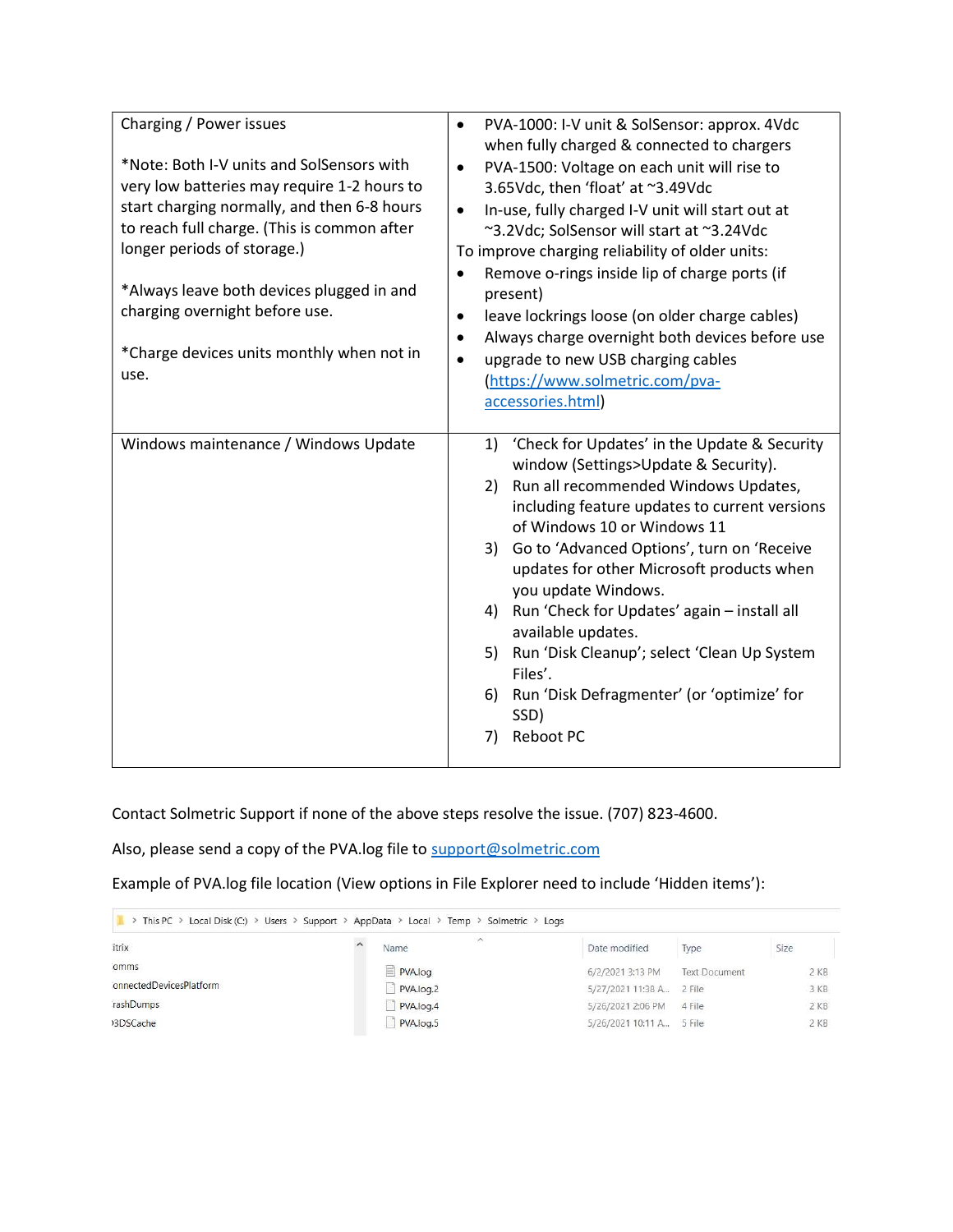| | |
|---|---|
| Charging / Power issues<br><br>*Note: Both I-V units and SolSensors with very low batteries may require 1-2 hours to start charging normally, and then 6-8 hours to reach full charge. (This is common after longer periods of storage.)<br><br>*Always leave both devices plugged in and charging overnight before use.<br><br>*Charge devices units monthly when not in use. | • PVA-1000: I-V unit & SolSensor: approx. 4Vdc when fully charged & connected to chargers<br>• PVA-1500: Voltage on each unit will rise to 3.65Vdc, then 'float' at ~3.49Vdc<br>• In-use, fully charged I-V unit will start out at ~3.2Vdc; SolSensor will start at ~3.24Vdc<br>To improve charging reliability of older units:<br>• Remove o-rings inside lip of charge ports (if present)<br>• leave lockrings loose (on older charge cables)<br>• Always charge overnight both devices before use<br>• upgrade to new USB charging cables (https://www.solmetric.com/pva-accessories.html) |
| Windows maintenance / Windows Update | 1) 'Check for Updates' in the Update & Security window (Settings>Update & Security).<br>2) Run all recommended Windows Updates, including feature updates to current versions of Windows 10 or Windows 11<br>3) Go to 'Advanced Options', turn on 'Receive updates for other Microsoft products when you update Windows.<br>4) Run 'Check for Updates' again – install all available updates.<br>5) Run 'Disk Cleanup'; select 'Clean Up System Files'.<br>6) Run 'Disk Defragmenter' (or 'optimize' for SSD)<br>7) Reboot PC |

Contact Solmetric Support if none of the above steps resolve the issue. (707) 823-4600.

Also, please send a copy of the PVA.log file to support@solmetric.com

Example of PVA.log file location (View options in File Explorer need to include 'Hidden items'):

> This PC > Local Disk (C:) > Users > Support > AppData > Local > Temp > Solmetric > Logs

| Name | Date modified | Type | Size |
|---|---|---|---|
| PVA.log | 6/2/2021 3:13 PM | Text Document | 2 KB |
| PVA.log.2 | 5/27/2021 11:38 A... | 2 File | 3 KB |
| PVA.log.4 | 5/26/2021 2:06 PM | 4 File | 2 KB |
| PVA.log.5 | 5/26/2021 10:11 A... | 5 File | 2 KB |